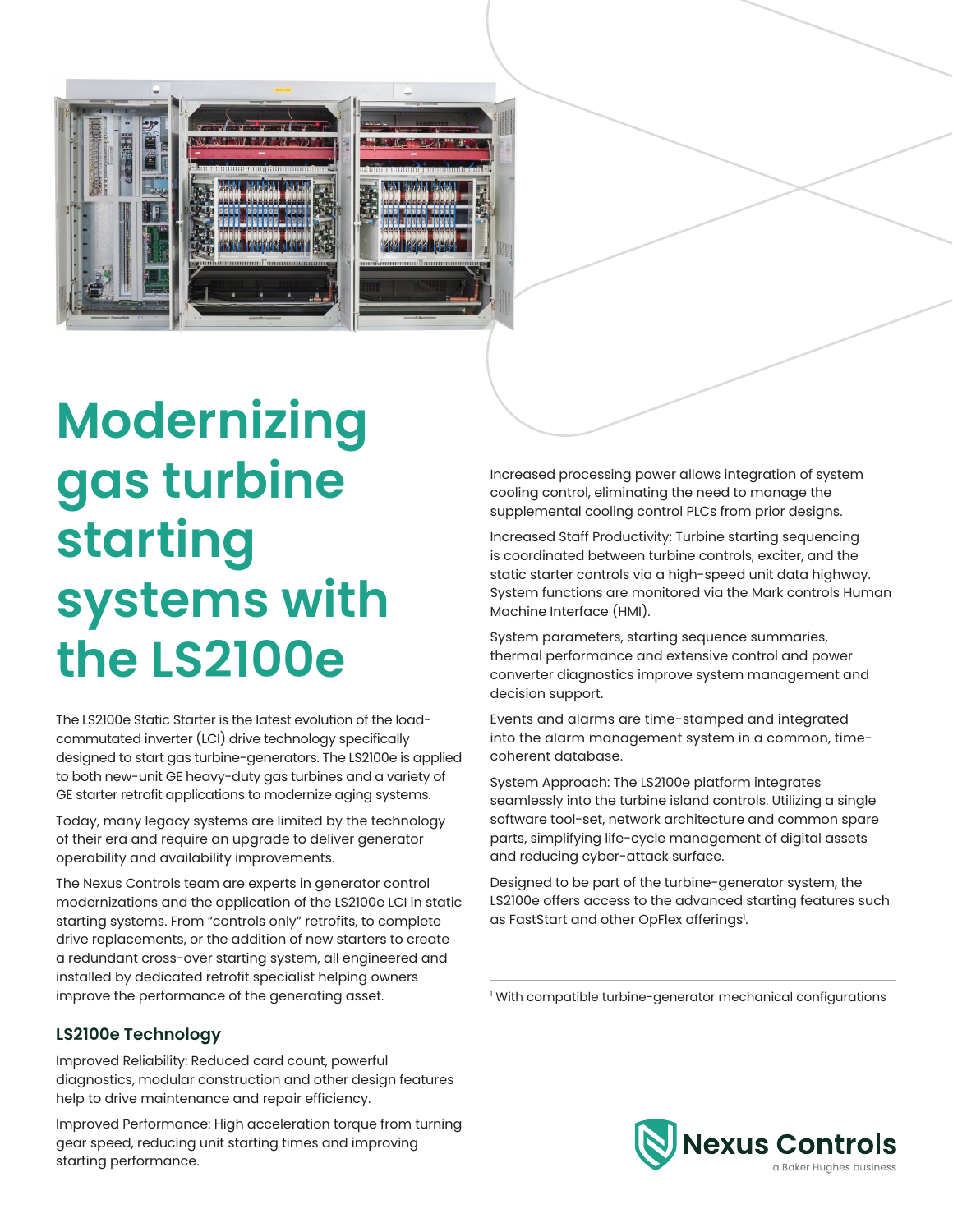# Modernizing gas turbine starting systems with the LS2100e

The LS2100e Static Starter is the latest evolution of the load-commutated inverter (LCI) drive technology specifically designed to start gas turbine-generators. The LS2100e is applied to both new-unit GE heavy-duty gas turbines and a variety of GE starter retrofit applications to modernize aging systems.

Today, many legacy systems are limited by the technology of their era and require an upgrade to deliver generator operability and availability improvements.

The Nexus Controls team are experts in generator control modernizations and the application of the LS2100e LCI in static starting systems. From "controls only" retrofits, to complete drive replacements, or the addition of new starters to create a redundant cross-over starting system, all engineered and installed by dedicated retrofit specialist helping owners improve the performance of the generating asset.

## LS2100e Technology

Improved Reliability: Reduced card count, powerful diagnostics, modular construction and other design features help to drive maintenance and repair efficiency.

Improved Performance: High acceleration torque from turning gear speed, reducing unit starting times and improving starting performance.

Increased processing power allows integration of system cooling control, eliminating the need to manage the supplemental cooling control PLCs from prior designs.

Increased Staff Productivity: Turbine starting sequencing is coordinated between turbine controls, exciter, and the static starter controls via a high-speed unit data highway. System functions are monitored via the Mark controls Human Machine Interface (HMI).

System parameters, starting sequence summaries, thermal performance and extensive control and power converter diagnostics improve system management and decision support.

Events and alarms are time-stamped and integrated into the alarm management system in a common, time-coherent database.

System Approach: The LS2100e platform integrates seamlessly into the turbine island controls. Utilizing a single software tool-set, network architecture and common spare parts, simplifying life-cycle management of digital assets and reducing cyber-attack surface.

Designed to be part of the turbine-generator system, the LS2100e offers access to the advanced starting features such as FastStart and other OpFlex offerings[1].

[1] With compatible turbine-generator mechanical configurations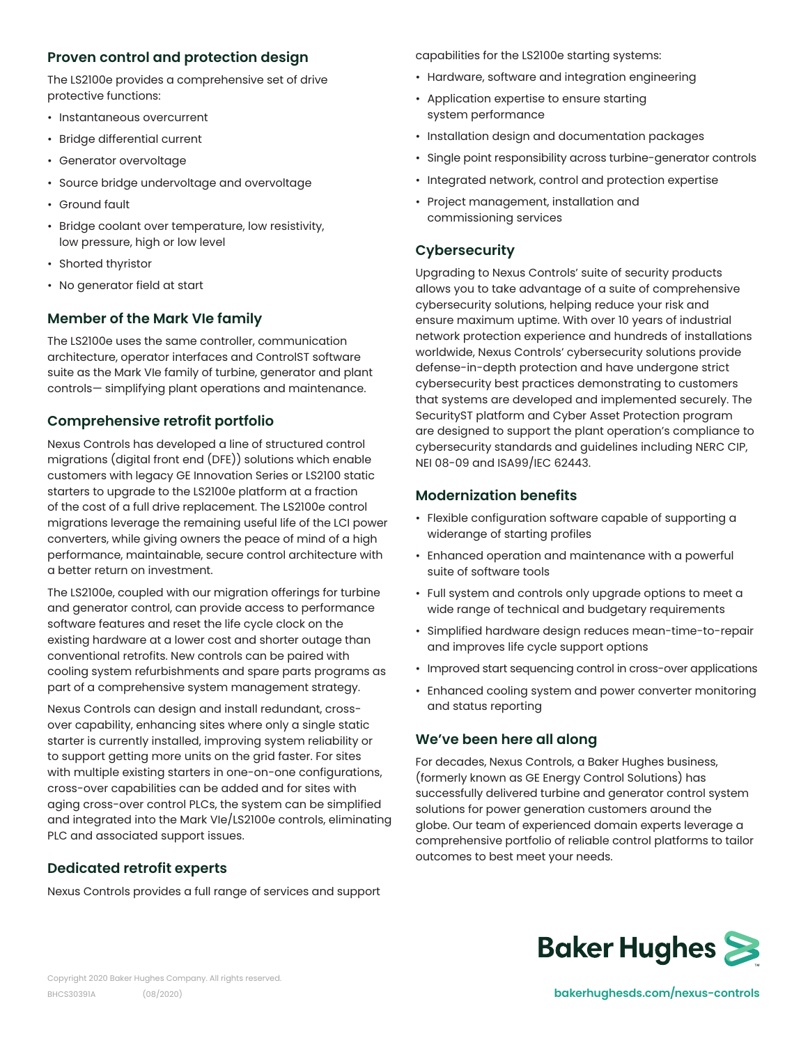## Proven control and protection design

The LS2100e provides a comprehensive set of drive protective functions:

- Instantaneous overcurrent
- Bridge differential current
- Generator overvoltage
- Source bridge undervoltage and overvoltage
- Ground fault
- Bridge coolant over temperature, low resistivity, low pressure, high or low level
- Shorted thyristor
- No generator field at start

## Member of the Mark VIe family

The LS2100e uses the same controller, communication architecture, operator interfaces and ControlST software suite as the Mark VIe family of turbine, generator and plant controls— simplifying plant operations and maintenance.

## Comprehensive retrofit portfolio

Nexus Controls has developed a line of structured control migrations (digital front end (DFE)) solutions which enable customers with legacy GE Innovation Series or LS2100 static starters to upgrade to the LS2100e platform at a fraction of the cost of a full drive replacement. The LS2100e control migrations leverage the remaining useful life of the LCI power converters, while giving owners the peace of mind of a high performance, maintainable, secure control architecture with a better return on investment.

The LS2100e, coupled with our migration offerings for turbine and generator control, can provide access to performance software features and reset the life cycle clock on the existing hardware at a lower cost and shorter outage than conventional retrofits. New controls can be paired with cooling system refurbishments and spare parts programs as part of a comprehensive system management strategy.

Nexus Controls can design and install redundant, cross-over capability, enhancing sites where only a single static starter is currently installed, improving system reliability or to support getting more units on the grid faster. For sites with multiple existing starters in one-on-one configurations, cross-over capabilities can be added and for sites with aging cross-over control PLCs, the system can be simplified and integrated into the Mark VIe/LS2100e controls, eliminating PLC and associated support issues.

## Dedicated retrofit experts

Nexus Controls provides a full range of services and support capabilities for the LS2100e starting systems:

- Hardware, software and integration engineering
- Application expertise to ensure starting system performance
- Installation design and documentation packages
- Single point responsibility across turbine-generator controls
- Integrated network, control and protection expertise
- Project management, installation and commissioning services

## Cybersecurity

Upgrading to Nexus Controls' suite of security products allows you to take advantage of a suite of comprehensive cybersecurity solutions, helping reduce your risk and ensure maximum uptime. With over 10 years of industrial network protection experience and hundreds of installations worldwide, Nexus Controls' cybersecurity solutions provide defense-in-depth protection and have undergone strict cybersecurity best practices demonstrating to customers that systems are developed and implemented securely. The SecurityST platform and Cyber Asset Protection program are designed to support the plant operation's compliance to cybersecurity standards and guidelines including NERC CIP, NEI 08-09 and ISA99/IEC 62443.

## Modernization benefits

- Flexible configuration software capable of supporting a widerange of starting profiles
- Enhanced operation and maintenance with a powerful suite of software tools
- Full system and controls only upgrade options to meet a wide range of technical and budgetary requirements
- Simplified hardware design reduces mean-time-to-repair and improves life cycle support options
- Improved start sequencing control in cross-over applications
- Enhanced cooling system and power converter monitoring and status reporting

## We've been here all along

For decades, Nexus Controls, a Baker Hughes business, (formerly known as GE Energy Control Solutions) has successfully delivered turbine and generator control system solutions for power generation customers around the globe. Our team of experienced domain experts leverage a comprehensive portfolio of reliable control platforms to tailor outcomes to best meet your needs.

Baker Hughes

Copyright 2020 Baker Hughes Company. All rights reserved.

BHCS30391A (08/2020)

bakerhughesds.com/nexus-controls